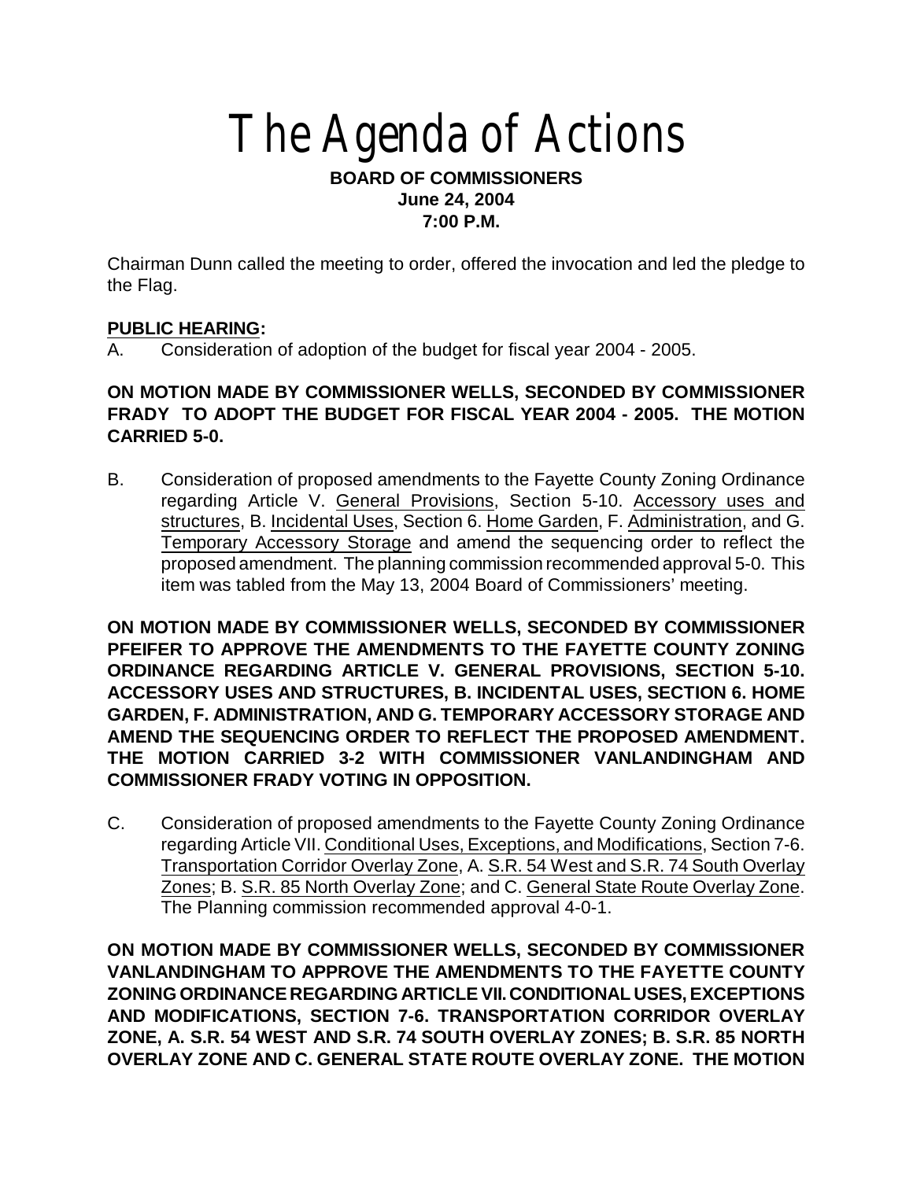# The Agenda of Actions

**BOARD OF COMMISSIONERS**
**June 24, 2004**
**7:00 P.M.**

Chairman Dunn called the meeting to order, offered the invocation and led the pledge to the Flag.

**PUBLIC HEARING:**

A. Consideration of adoption of the budget for fiscal year 2004 - 2005.

**ON MOTION MADE BY COMMISSIONER WELLS, SECONDED BY COMMISSIONER FRADY TO ADOPT THE BUDGET FOR FISCAL YEAR 2004 - 2005. THE MOTION CARRIED 5-0.**

B. Consideration of proposed amendments to the Fayette County Zoning Ordinance regarding Article V. General Provisions, Section 5-10. Accessory uses and structures, B. Incidental Uses, Section 6. Home Garden, F. Administration, and G. Temporary Accessory Storage and amend the sequencing order to reflect the proposed amendment. The planning commission recommended approval 5-0. This item was tabled from the May 13, 2004 Board of Commissioners' meeting.

**ON MOTION MADE BY COMMISSIONER WELLS, SECONDED BY COMMISSIONER PFEIFER TO APPROVE THE AMENDMENTS TO THE FAYETTE COUNTY ZONING ORDINANCE REGARDING ARTICLE V. GENERAL PROVISIONS, SECTION 5-10. ACCESSORY USES AND STRUCTURES, B. INCIDENTAL USES, SECTION 6. HOME GARDEN, F. ADMINISTRATION, AND G. TEMPORARY ACCESSORY STORAGE AND AMEND THE SEQUENCING ORDER TO REFLECT THE PROPOSED AMENDMENT. THE MOTION CARRIED 3-2 WITH COMMISSIONER VANLANDINGHAM AND COMMISSIONER FRADY VOTING IN OPPOSITION.**

C. Consideration of proposed amendments to the Fayette County Zoning Ordinance regarding Article VII. Conditional Uses, Exceptions, and Modifications, Section 7-6. Transportation Corridor Overlay Zone, A. S.R. 54 West and S.R. 74 South Overlay Zones; B. S.R. 85 North Overlay Zone; and C. General State Route Overlay Zone. The Planning commission recommended approval 4-0-1.

**ON MOTION MADE BY COMMISSIONER WELLS, SECONDED BY COMMISSIONER VANLANDINGHAM TO APPROVE THE AMENDMENTS TO THE FAYETTE COUNTY ZONING ORDINANCE REGARDING ARTICLE VII. CONDITIONAL USES, EXCEPTIONS AND MODIFICATIONS, SECTION 7-6. TRANSPORTATION CORRIDOR OVERLAY ZONE, A. S.R. 54 WEST AND S.R. 74 SOUTH OVERLAY ZONES; B. S.R. 85 NORTH OVERLAY ZONE AND C. GENERAL STATE ROUTE OVERLAY ZONE. THE MOTION**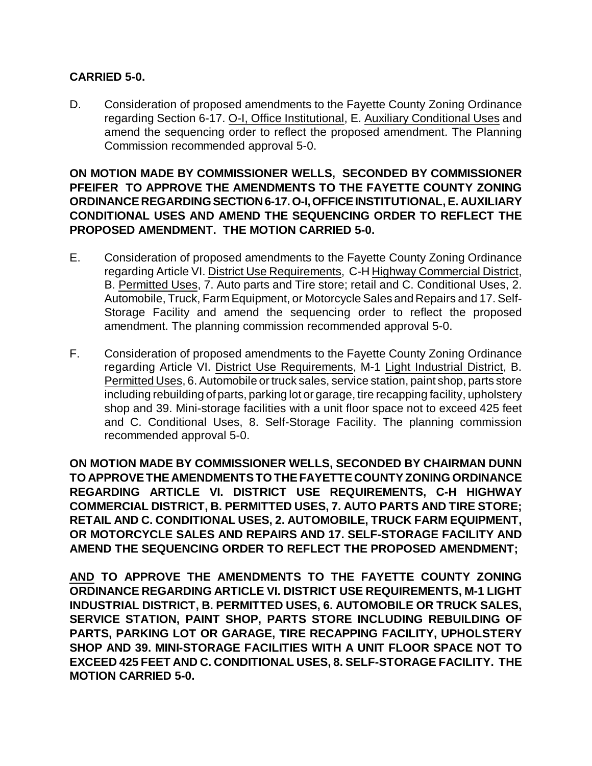**CARRIED 5-0.**

D. Consideration of proposed amendments to the Fayette County Zoning Ordinance regarding Section 6-17. O-I, Office Institutional, E. Auxiliary Conditional Uses and amend the sequencing order to reflect the proposed amendment. The Planning Commission recommended approval 5-0.

**ON MOTION MADE BY COMMISSIONER WELLS, SECONDED BY COMMISSIONER PFEIFER TO APPROVE THE AMENDMENTS TO THE FAYETTE COUNTY ZONING ORDINANCE REGARDING SECTION 6-17. O-I, OFFICE INSTITUTIONAL, E. AUXILIARY CONDITIONAL USES AND AMEND THE SEQUENCING ORDER TO REFLECT THE PROPOSED AMENDMENT. THE MOTION CARRIED 5-0.**

E. Consideration of proposed amendments to the Fayette County Zoning Ordinance regarding Article VI. District Use Requirements, C-H Highway Commercial District, B. Permitted Uses, 7. Auto parts and Tire store; retail and C. Conditional Uses, 2. Automobile, Truck, Farm Equipment, or Motorcycle Sales and Repairs and 17. Self-Storage Facility and amend the sequencing order to reflect the proposed amendment. The planning commission recommended approval 5-0.

F. Consideration of proposed amendments to the Fayette County Zoning Ordinance regarding Article VI. District Use Requirements, M-1 Light Industrial District, B. Permitted Uses, 6. Automobile or truck sales, service station, paint shop, parts store including rebuilding of parts, parking lot or garage, tire recapping facility, upholstery shop and 39. Mini-storage facilities with a unit floor space not to exceed 425 feet and C. Conditional Uses, 8. Self-Storage Facility. The planning commission recommended approval 5-0.

**ON MOTION MADE BY COMMISSIONER WELLS, SECONDED BY CHAIRMAN DUNN TO APPROVE THE AMENDMENTS TO THE FAYETTE COUNTY ZONING ORDINANCE REGARDING ARTICLE VI. DISTRICT USE REQUIREMENTS, C-H HIGHWAY COMMERCIAL DISTRICT, B. PERMITTED USES, 7. AUTO PARTS AND TIRE STORE; RETAIL AND C. CONDITIONAL USES, 2. AUTOMOBILE, TRUCK FARM EQUIPMENT, OR MOTORCYCLE SALES AND REPAIRS AND 17. SELF-STORAGE FACILITY AND AMEND THE SEQUENCING ORDER TO REFLECT THE PROPOSED AMENDMENT;**

**AND TO APPROVE THE AMENDMENTS TO THE FAYETTE COUNTY ZONING ORDINANCE REGARDING ARTICLE VI. DISTRICT USE REQUIREMENTS, M-1 LIGHT INDUSTRIAL DISTRICT, B. PERMITTED USES, 6. AUTOMOBILE OR TRUCK SALES, SERVICE STATION, PAINT SHOP, PARTS STORE INCLUDING REBUILDING OF PARTS, PARKING LOT OR GARAGE, TIRE RECAPPING FACILITY, UPHOLSTERY SHOP AND 39. MINI-STORAGE FACILITIES WITH A UNIT FLOOR SPACE NOT TO EXCEED 425 FEET AND C. CONDITIONAL USES, 8. SELF-STORAGE FACILITY. THE MOTION CARRIED 5-0.**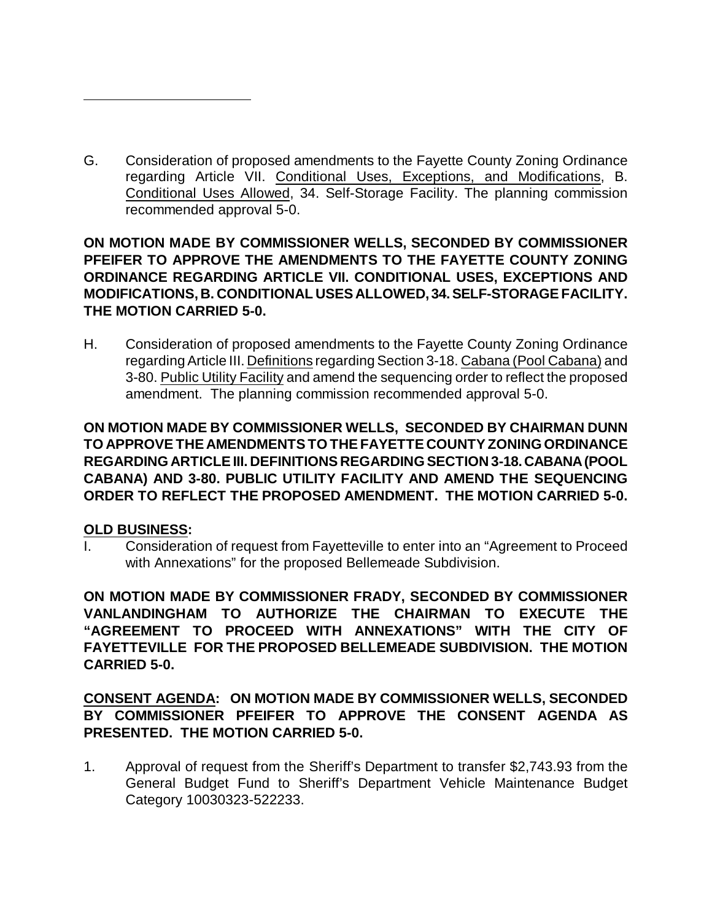G. Consideration of proposed amendments to the Fayette County Zoning Ordinance regarding Article VII. Conditional Uses, Exceptions, and Modifications, B. Conditional Uses Allowed, 34. Self-Storage Facility. The planning commission recommended approval 5-0.

**ON MOTION MADE BY COMMISSIONER WELLS, SECONDED BY COMMISSIONER PFEIFER TO APPROVE THE AMENDMENTS TO THE FAYETTE COUNTY ZONING ORDINANCE REGARDING ARTICLE VII. CONDITIONAL USES, EXCEPTIONS AND MODIFICATIONS, B. CONDITIONAL USES ALLOWED, 34. SELF-STORAGE FACILITY. THE MOTION CARRIED 5-0.**

H. Consideration of proposed amendments to the Fayette County Zoning Ordinance regarding Article III. Definitions regarding Section 3-18. Cabana (Pool Cabana) and 3-80. Public Utility Facility and amend the sequencing order to reflect the proposed amendment. The planning commission recommended approval 5-0.

**ON MOTION MADE BY COMMISSIONER WELLS, SECONDED BY CHAIRMAN DUNN TO APPROVE THE AMENDMENTS TO THE FAYETTE COUNTY ZONING ORDINANCE REGARDING ARTICLE III. DEFINITIONS REGARDING SECTION 3-18. CABANA (POOL CABANA) AND 3-80. PUBLIC UTILITY FACILITY AND AMEND THE SEQUENCING ORDER TO REFLECT THE PROPOSED AMENDMENT. THE MOTION CARRIED 5-0.**

**OLD BUSINESS:**

I. Consideration of request from Fayetteville to enter into an "Agreement to Proceed with Annexations" for the proposed Bellemeade Subdivision.

**ON MOTION MADE BY COMMISSIONER FRADY, SECONDED BY COMMISSIONER VANLANDINGHAM TO AUTHORIZE THE CHAIRMAN TO EXECUTE THE "AGREEMENT TO PROCEED WITH ANNEXATIONS" WITH THE CITY OF FAYETTEVILLE FOR THE PROPOSED BELLEMEADE SUBDIVISION. THE MOTION CARRIED 5-0.**

**CONSENT AGENDA: ON MOTION MADE BY COMMISSIONER WELLS, SECONDED BY COMMISSIONER PFEIFER TO APPROVE THE CONSENT AGENDA AS PRESENTED. THE MOTION CARRIED 5-0.**

1. Approval of request from the Sheriff's Department to transfer $2,743.93 from the General Budget Fund to Sheriff's Department Vehicle Maintenance Budget Category 10030323-522233.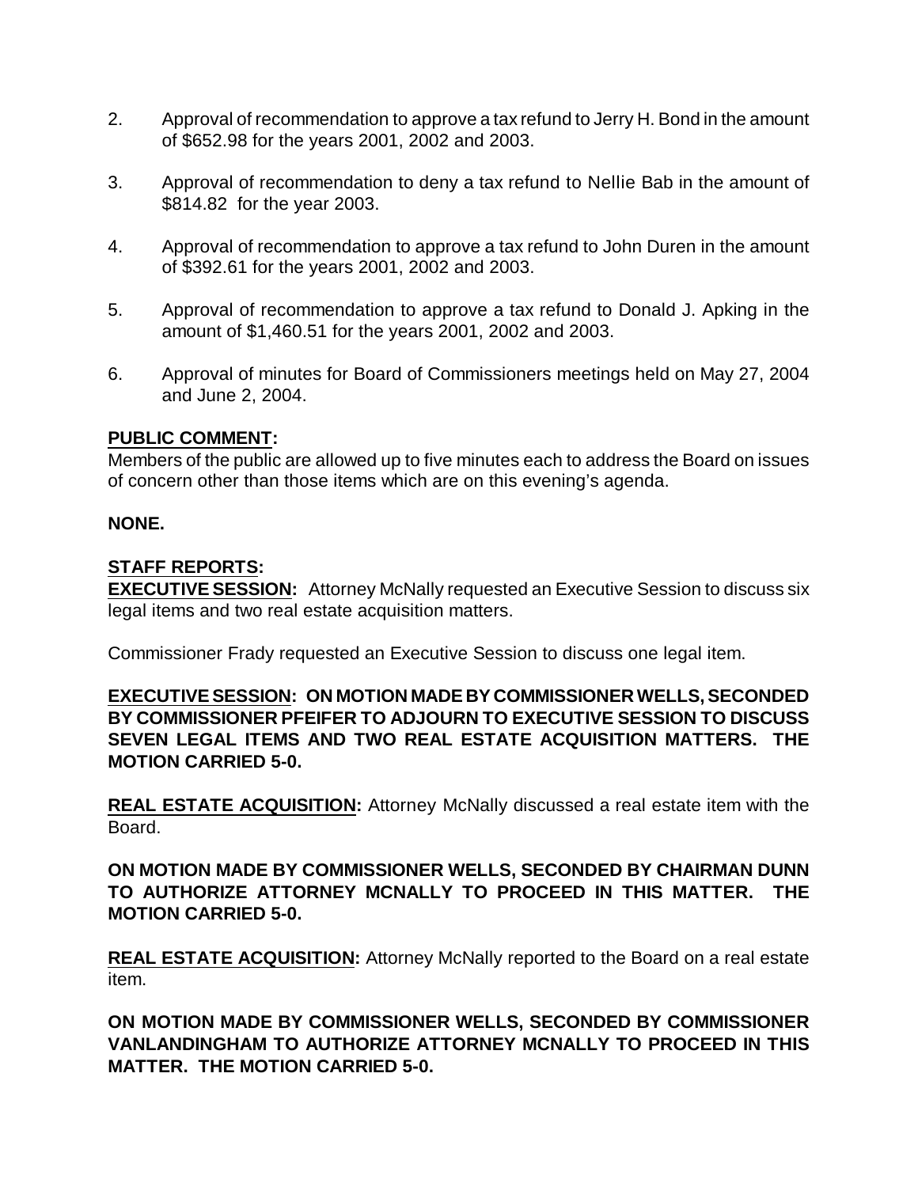2. Approval of recommendation to approve a tax refund to Jerry H. Bond in the amount of $652.98 for the years 2001, 2002 and 2003.

3. Approval of recommendation to deny a tax refund to Nellie Bab in the amount of $814.82 for the year 2003.

4. Approval of recommendation to approve a tax refund to John Duren in the amount of $392.61 for the years 2001, 2002 and 2003.

5. Approval of recommendation to approve a tax refund to Donald J. Apking in the amount of $1,460.51 for the years 2001, 2002 and 2003.

6. Approval of minutes for Board of Commissioners meetings held on May 27, 2004 and June 2, 2004.

**PUBLIC COMMENT:**
Members of the public are allowed up to five minutes each to address the Board on issues of concern other than those items which are on this evening's agenda.

**NONE.**

**STAFF REPORTS:**
**EXECUTIVE SESSION:** Attorney McNally requested an Executive Session to discuss six legal items and two real estate acquisition matters.

Commissioner Frady requested an Executive Session to discuss one legal item.

**EXECUTIVE SESSION: ON MOTION MADE BY COMMISSIONER WELLS, SECONDED BY COMMISSIONER PFEIFER TO ADJOURN TO EXECUTIVE SESSION TO DISCUSS SEVEN LEGAL ITEMS AND TWO REAL ESTATE ACQUISITION MATTERS. THE MOTION CARRIED 5-0.**

**REAL ESTATE ACQUISITION:** Attorney McNally discussed a real estate item with the Board.

**ON MOTION MADE BY COMMISSIONER WELLS, SECONDED BY CHAIRMAN DUNN TO AUTHORIZE ATTORNEY MCNALLY TO PROCEED IN THIS MATTER. THE MOTION CARRIED 5-0.**

**REAL ESTATE ACQUISITION:** Attorney McNally reported to the Board on a real estate item.

**ON MOTION MADE BY COMMISSIONER WELLS, SECONDED BY COMMISSIONER VANLANDINGHAM TO AUTHORIZE ATTORNEY MCNALLY TO PROCEED IN THIS MATTER. THE MOTION CARRIED 5-0.**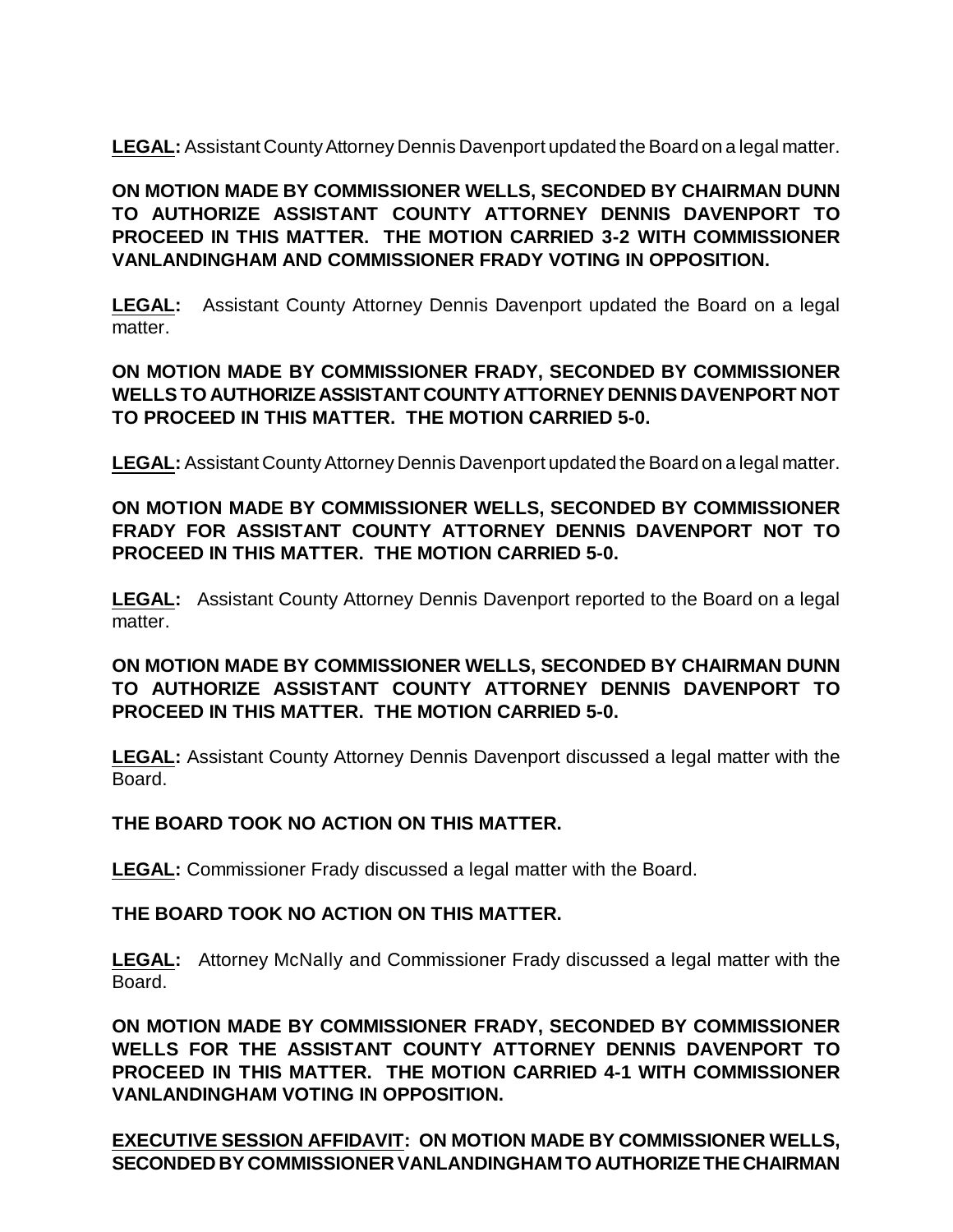**LEGAL:** Assistant County Attorney Dennis Davenport updated the Board on a legal matter.

**ON MOTION MADE BY COMMISSIONER WELLS, SECONDED BY CHAIRMAN DUNN TO AUTHORIZE ASSISTANT COUNTY ATTORNEY DENNIS DAVENPORT TO PROCEED IN THIS MATTER. THE MOTION CARRIED 3-2 WITH COMMISSIONER VANLANDINGHAM AND COMMISSIONER FRADY VOTING IN OPPOSITION.**

**LEGAL:** Assistant County Attorney Dennis Davenport updated the Board on a legal matter.

**ON MOTION MADE BY COMMISSIONER FRADY, SECONDED BY COMMISSIONER WELLS TO AUTHORIZE ASSISTANT COUNTY ATTORNEY DENNIS DAVENPORT NOT TO PROCEED IN THIS MATTER. THE MOTION CARRIED 5-0.**

**LEGAL:** Assistant County Attorney Dennis Davenport updated the Board on a legal matter.

**ON MOTION MADE BY COMMISSIONER WELLS, SECONDED BY COMMISSIONER FRADY FOR ASSISTANT COUNTY ATTORNEY DENNIS DAVENPORT NOT TO PROCEED IN THIS MATTER. THE MOTION CARRIED 5-0.**

**LEGAL:** Assistant County Attorney Dennis Davenport reported to the Board on a legal matter.

**ON MOTION MADE BY COMMISSIONER WELLS, SECONDED BY CHAIRMAN DUNN TO AUTHORIZE ASSISTANT COUNTY ATTORNEY DENNIS DAVENPORT TO PROCEED IN THIS MATTER. THE MOTION CARRIED 5-0.**

**LEGAL:** Assistant County Attorney Dennis Davenport discussed a legal matter with the Board.

**THE BOARD TOOK NO ACTION ON THIS MATTER.**

**LEGAL:** Commissioner Frady discussed a legal matter with the Board.

**THE BOARD TOOK NO ACTION ON THIS MATTER.**

**LEGAL:** Attorney McNally and Commissioner Frady discussed a legal matter with the Board.

**ON MOTION MADE BY COMMISSIONER FRADY, SECONDED BY COMMISSIONER WELLS FOR THE ASSISTANT COUNTY ATTORNEY DENNIS DAVENPORT TO PROCEED IN THIS MATTER. THE MOTION CARRIED 4-1 WITH COMMISSIONER VANLANDINGHAM VOTING IN OPPOSITION.**

**EXECUTIVE SESSION AFFIDAVIT: ON MOTION MADE BY COMMISSIONER WELLS, SECONDED BY COMMISSIONER VANLANDINGHAM TO AUTHORIZE THE CHAIRMAN**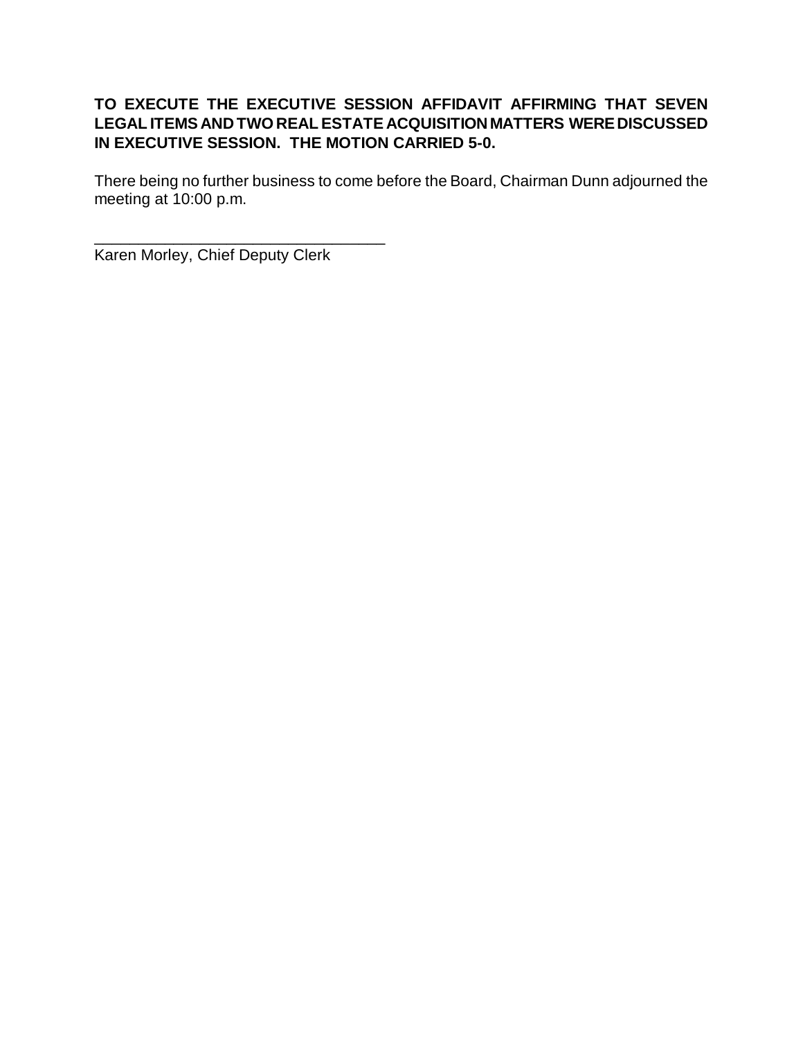**TO EXECUTE THE EXECUTIVE SESSION AFFIDAVIT AFFIRMING THAT SEVEN LEGAL ITEMS AND TWO REAL ESTATE ACQUISITION MATTERS WERE DISCUSSED IN EXECUTIVE SESSION. THE MOTION CARRIED 5-0.**

There being no further business to come before the Board, Chairman Dunn adjourned the meeting at 10:00 p.m.

___________________________________
Karen Morley, Chief Deputy Clerk